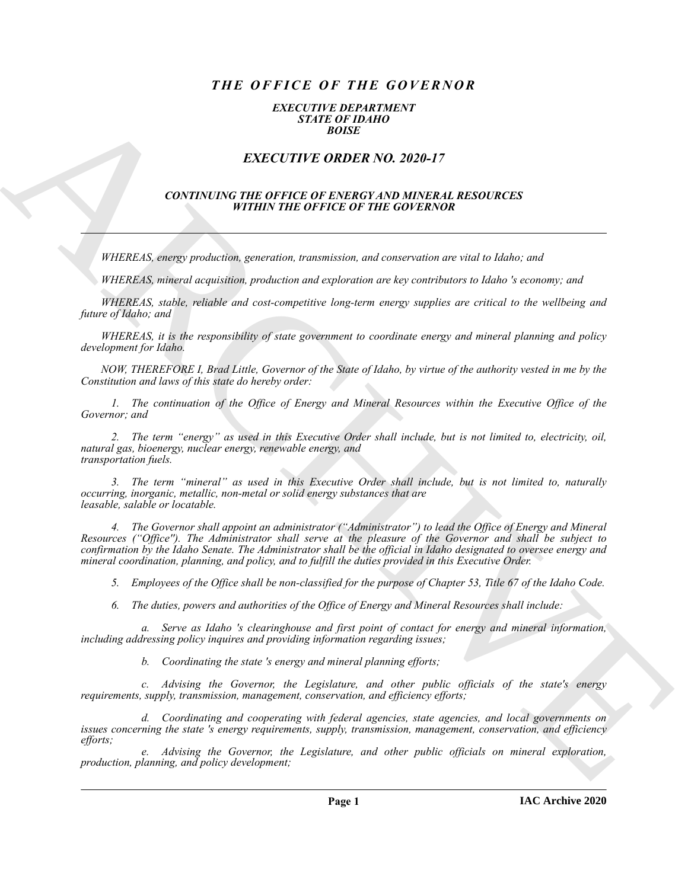# *THE OFFICE OF THE GOVERNOR*

***EXECUTIVE DEPARTMENT***
***STATE OF IDAHO***
***BOISE***

## *EXECUTIVE ORDER NO. 2020-17*

### *CONTINUING THE OFFICE OF ENERGY AND MINERAL RESOURCES WITHIN THE OFFICE OF THE GOVERNOR*

*WHEREAS, energy production, generation, transmission, and conservation are vital to Idaho; and*

*WHEREAS, mineral acquisition, production and exploration are key contributors to Idaho 's economy; and*

*WHEREAS, stable, reliable and cost-competitive long-term energy supplies are critical to the wellbeing and future of Idaho; and*

*WHEREAS, it is the responsibility of state government to coordinate energy and mineral planning and policy development for Idaho.*

*NOW, THEREFORE I, Brad Little, Governor of the State of Idaho, by virtue of the authority vested in me by the Constitution and laws of this state do hereby order:*

*1. The continuation of the Office of Energy and Mineral Resources within the Executive Office of the Governor; and*

*2. The term "energy" as used in this Executive Order shall include, but is not limited to, electricity, oil, natural gas, bioenergy, nuclear energy, renewable energy, and transportation fuels.*

*3. The term "mineral" as used in this Executive Order shall include, but is not limited to, naturally occurring, inorganic, metallic, non-metal or solid energy substances that are leasable, salable or locatable.*

*4. The Governor shall appoint an administrator ("Administrator") to lead the Office of Energy and Mineral Resources ("Office"). The Administrator shall serve at the pleasure of the Governor and shall be subject to confirmation by the Idaho Senate. The Administrator shall be the official in Idaho designated to oversee energy and mineral coordination, planning, and policy, and to fulfill the duties provided in this Executive Order.*

*5. Employees of the Office shall be non-classified for the purpose of Chapter 53, Title 67 of the Idaho Code.*

*6. The duties, powers and authorities of the Office of Energy and Mineral Resources shall include:*

*a. Serve as Idaho 's clearinghouse and first point of contact for energy and mineral information, including addressing policy inquires and providing information regarding issues;*

*b. Coordinating the state 's energy and mineral planning efforts;*

*c. Advising the Governor, the Legislature, and other public officials of the state's energy requirements, supply, transmission, management, conservation, and efficiency efforts;*

*d. Coordinating and cooperating with federal agencies, state agencies, and local governments on issues concerning the state 's energy requirements, supply, transmission, management, conservation, and efficiency efforts;*

*e. Advising the Governor, the Legislature, and other public officials on mineral exploration, production, planning, and policy development;*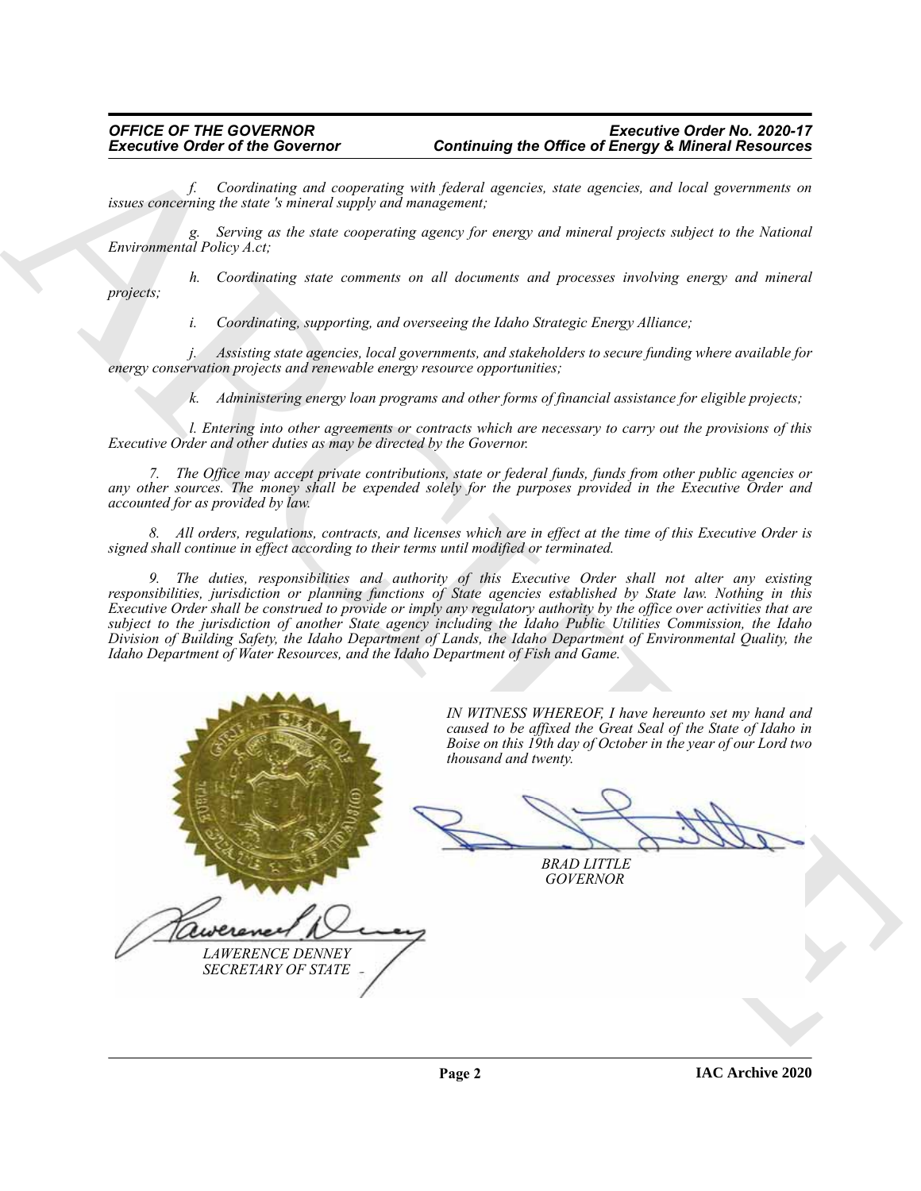*f. Coordinating and cooperating with federal agencies, state agencies, and local governments on issues concerning the state 's mineral supply and management;*

*g. Serving as the state cooperating agency for energy and mineral projects subject to the National Environmental Policy A.ct;*

*h. Coordinating state comments on all documents and processes involving energy and mineral projects;*

*i. Coordinating, supporting, and overseeing the Idaho Strategic Energy Alliance;*

*j. Assisting state agencies, local governments, and stakeholders to secure funding where available for energy conservation projects and renewable energy resource opportunities;*

*k. Administering energy loan programs and other forms of financial assistance for eligible projects;*

*l. Entering into other agreements or contracts which are necessary to carry out the provisions of this Executive Order and other duties as may be directed by the Governor.*

*7. The Office may accept private contributions, state or federal funds, funds from other public agencies or any other sources. The money shall be expended solely for the purposes provided in the Executive Order and accounted for as provided by law.*

*8. All orders, regulations, contracts, and licenses which are in effect at the time of this Executive Order is signed shall continue in effect according to their terms until modified or terminated.*

*9. The duties, responsibilities and authority of this Executive Order shall not alter any existing responsibilities, jurisdiction or planning functions of State agencies established by State law. Nothing in this Executive Order shall be construed to provide or imply any regulatory authority by the office over activities that are subject to the jurisdiction of another State agency including the Idaho Public Utilities Commission, the Idaho Division of Building Safety, the Idaho Department of Lands, the Idaho Department of Environmental Quality, the Idaho Department of Water Resources, and the Idaho Department of Fish and Game.*

*IN WITNESS WHEREOF, I have hereunto set my hand and caused to be affixed the Great Seal of the State of Idaho in Boise on this 19th day of October in the year of our Lord two thousand and twenty.*

*BRAD LITTLE*
*GOVERNOR*

*LAWERENCE DENNEY*
*SECRETARY OF STATE*